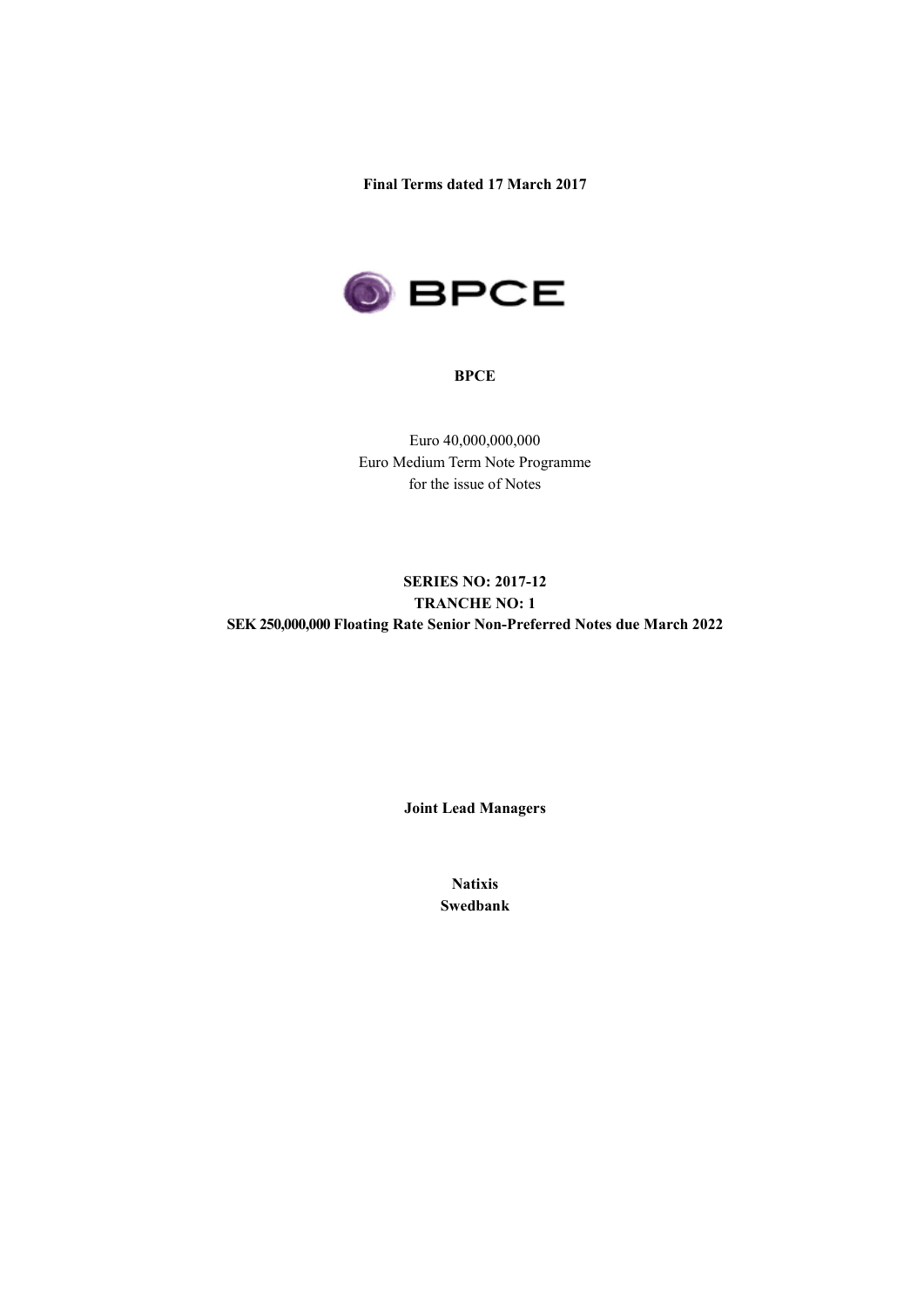**Final Terms dated 17 March 2017**

**BPCE**

Euro 40,000,000,000
Euro Medium Term Note Programme
for the issue of Notes

**SERIES NO: 2017-12**
**TRANCHE NO: 1**
**SEK 250,000,000 Floating Rate Senior Non-Preferred Notes due March 2022**

**Joint Lead Managers**

**Natixis**
**Swedbank**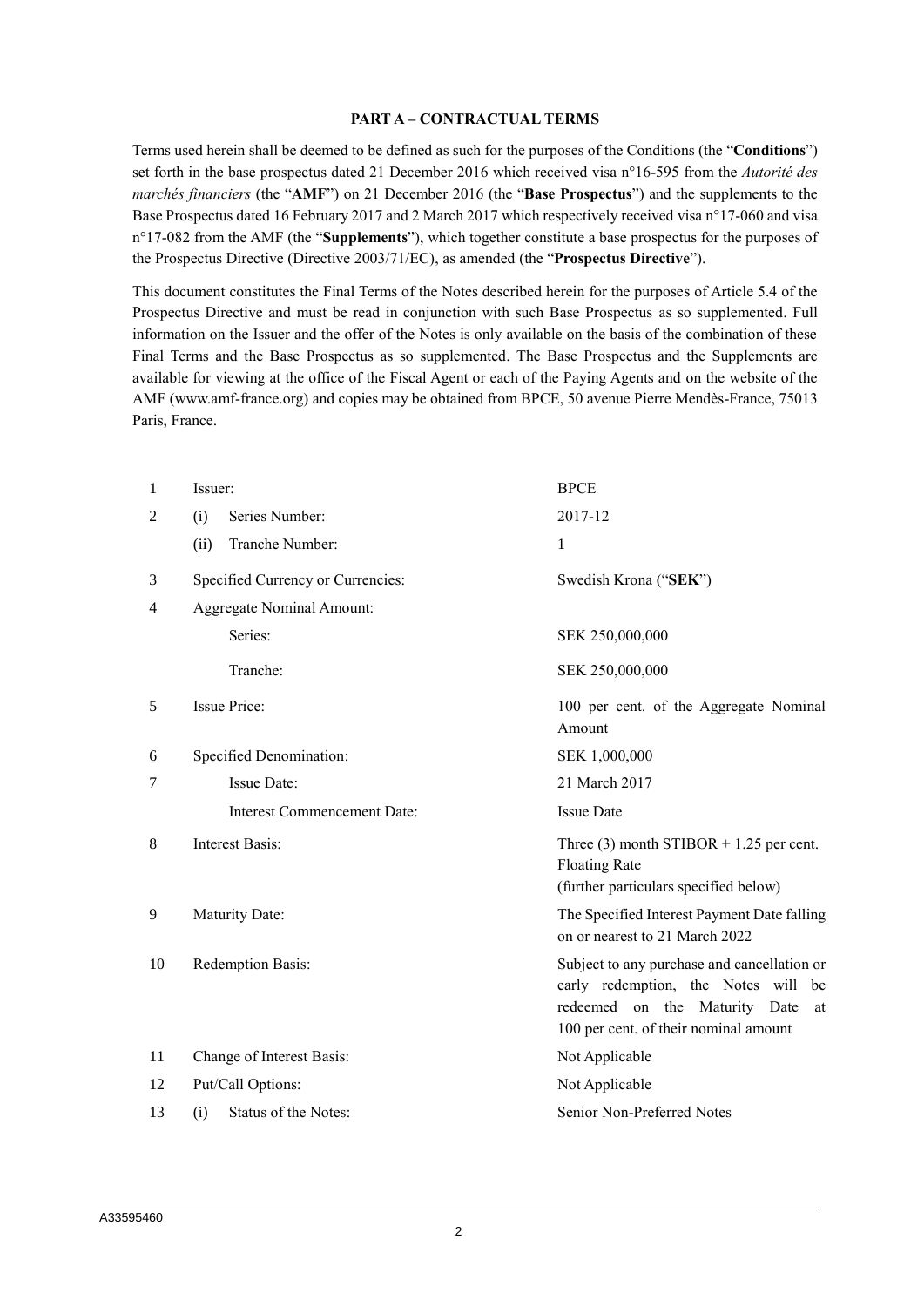## PART A – CONTRACTUAL TERMS

Terms used herein shall be deemed to be defined as such for the purposes of the Conditions (the "**Conditions**") set forth in the base prospectus dated 21 December 2016 which received visa n°16-595 from the *Autorité des marchés financiers* (the "**AMF**") on 21 December 2016 (the "**Base Prospectus**") and the supplements to the Base Prospectus dated 16 February 2017 and 2 March 2017 which respectively received visa n°17-060 and visa n°17-082 from the AMF (the "**Supplements**"), which together constitute a base prospectus for the purposes of the Prospectus Directive (Directive 2003/71/EC), as amended (the "**Prospectus Directive**").

This document constitutes the Final Terms of the Notes described herein for the purposes of Article 5.4 of the Prospectus Directive and must be read in conjunction with such Base Prospectus as so supplemented. Full information on the Issuer and the offer of the Notes is only available on the basis of the combination of these Final Terms and the Base Prospectus as so supplemented. The Base Prospectus and the Supplements are available for viewing at the office of the Fiscal Agent or each of the Paying Agents and on the website of the AMF (www.amf-france.org) and copies may be obtained from BPCE, 50 avenue Pierre Mendès-France, 75013 Paris, France.

| | | |
|---|---|---|
| 1 | Issuer: | BPCE |
| 2 | (i) Series Number: | 2017-12 |
| | (ii) Tranche Number: | 1 |
| 3 | Specified Currency or Currencies: | Swedish Krona ("**SEK**") |
| 4 | Aggregate Nominal Amount: | |
| | Series: | SEK 250,000,000 |
| | Tranche: | SEK 250,000,000 |
| 5 | Issue Price: | 100 per cent. of the Aggregate Nominal Amount |
| 6 | Specified Denomination: | SEK 1,000,000 |
| 7 | Issue Date: | 21 March 2017 |
| | Interest Commencement Date: | Issue Date |
| 8 | Interest Basis: | Three (3) month STIBOR + 1.25 per cent. Floating Rate (further particulars specified below) |
| 9 | Maturity Date: | The Specified Interest Payment Date falling on or nearest to 21 March 2022 |
| 10 | Redemption Basis: | Subject to any purchase and cancellation or early redemption, the Notes will be redeemed on the Maturity Date at 100 per cent. of their nominal amount |
| 11 | Change of Interest Basis: | Not Applicable |
| 12 | Put/Call Options: | Not Applicable |
| 13 | (i) Status of the Notes: | Senior Non-Preferred Notes |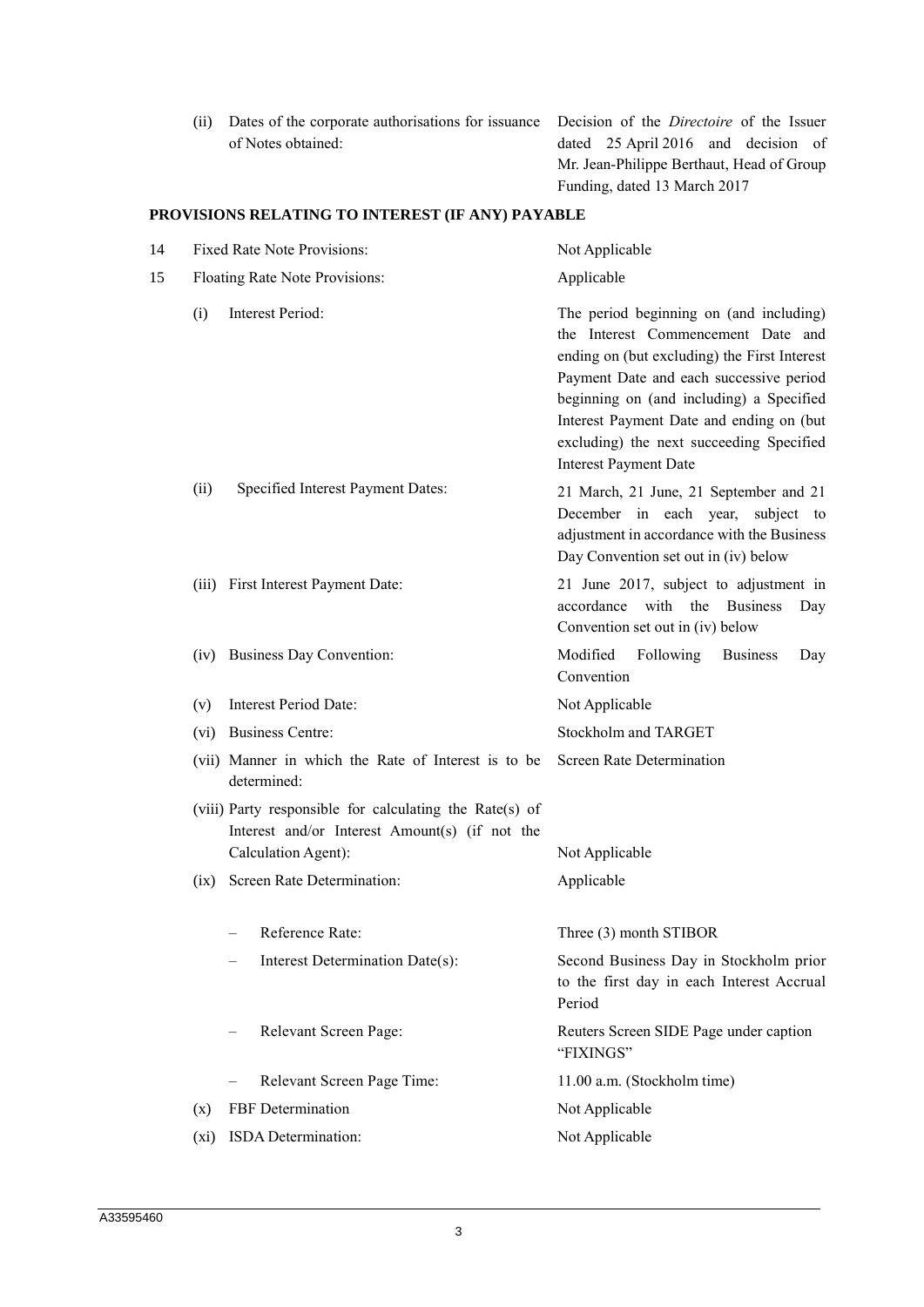| | | |
|---|---|---|
| | (ii) Dates of the corporate authorisations for issuance of Notes obtained: | Decision of the *Directoire* of the Issuer dated 25 April 2016 and decision of Mr. Jean-Philippe Berthaut, Head of Group Funding, dated 13 March 2017 |

## PROVISIONS RELATING TO INTEREST (IF ANY) PAYABLE

| | | |
|---|---|---|
| 14 | Fixed Rate Note Provisions: | Not Applicable |
| 15 | Floating Rate Note Provisions: | Applicable |
| | (i) Interest Period: | The period beginning on (and including) the Interest Commencement Date and ending on (but excluding) the First Interest Payment Date and each successive period beginning on (and including) a Specified Interest Payment Date and ending on (but excluding) the next succeeding Specified Interest Payment Date |
| | (ii) Specified Interest Payment Dates: | 21 March, 21 June, 21 September and 21 December in each year, subject to adjustment in accordance with the Business Day Convention set out in (iv) below |
| | (iii) First Interest Payment Date: | 21 June 2017, subject to adjustment in accordance with the Business Day Convention set out in (iv) below |
| | (iv) Business Day Convention: | Modified Following Business Day Convention |
| | (v) Interest Period Date: | Not Applicable |
| | (vi) Business Centre: | Stockholm and TARGET |
| | (vii) Manner in which the Rate of Interest is to be determined: | Screen Rate Determination |
| | (viii) Party responsible for calculating the Rate(s) of Interest and/or Interest Amount(s) (if not the Calculation Agent): | Not Applicable |
| | (ix) Screen Rate Determination: | Applicable |
| | – Reference Rate: | Three (3) month STIBOR |
| | – Interest Determination Date(s): | Second Business Day in Stockholm prior to the first day in each Interest Accrual Period |
| | – Relevant Screen Page: | Reuters Screen SIDE Page under caption "FIXINGS" |
| | – Relevant Screen Page Time: | 11.00 a.m. (Stockholm time) |
| | (x) FBF Determination | Not Applicable |
| | (xi) ISDA Determination: | Not Applicable |

A33595460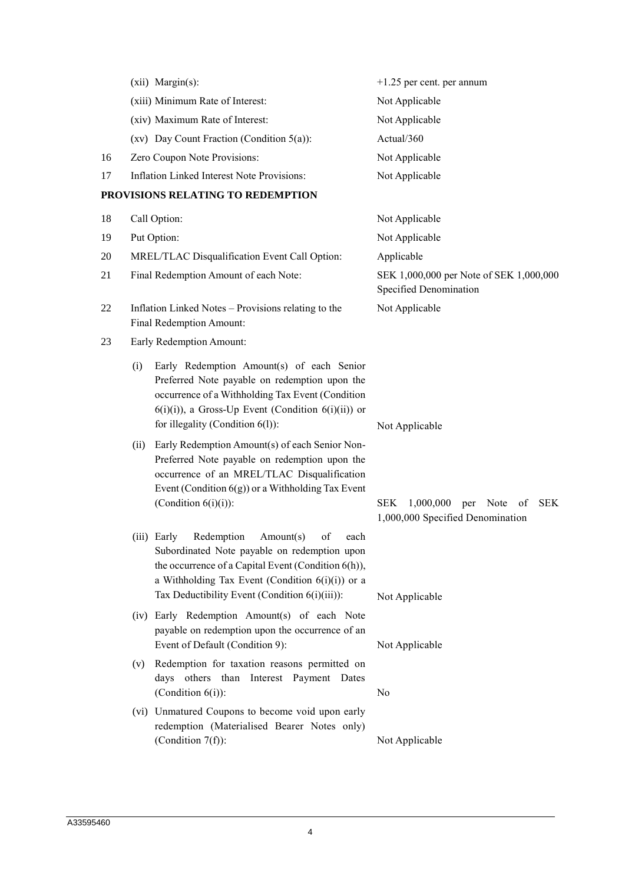| | | |
|---|---|---|
| | (xii) Margin(s): | +1.25 per cent. per annum |
| | (xiii) Minimum Rate of Interest: | Not Applicable |
| | (xiv) Maximum Rate of Interest: | Not Applicable |
| | (xv) Day Count Fraction (Condition 5(a)): | Actual/360 |
| 16 | Zero Coupon Note Provisions: | Not Applicable |
| 17 | Inflation Linked Interest Note Provisions: | Not Applicable |

**PROVISIONS RELATING TO REDEMPTION**

| | | |
|---|---|---|
| 18 | Call Option: | Not Applicable |
| 19 | Put Option: | Not Applicable |
| 20 | MREL/TLAC Disqualification Event Call Option: | Applicable |
| 21 | Final Redemption Amount of each Note: | SEK 1,000,000 per Note of SEK 1,000,000 Specified Denomination |
| 22 | Inflation Linked Notes – Provisions relating to the Final Redemption Amount: | Not Applicable |
| 23 | Early Redemption Amount: | |
| | (i) Early Redemption Amount(s) of each Senior Preferred Note payable on redemption upon the occurrence of a Withholding Tax Event (Condition 6(i)(i)), a Gross-Up Event (Condition 6(i)(ii)) or for illegality (Condition 6(l)): | Not Applicable |
| | (ii) Early Redemption Amount(s) of each Senior Non-Preferred Note payable on redemption upon the occurrence of an MREL/TLAC Disqualification Event (Condition 6(g)) or a Withholding Tax Event (Condition 6(i)(i)): | SEK 1,000,000 per Note of SEK 1,000,000 Specified Denomination |
| | (iii) Early Redemption Amount(s) of each Subordinated Note payable on redemption upon the occurrence of a Capital Event (Condition 6(h)), a Withholding Tax Event (Condition 6(i)(i)) or a Tax Deductibility Event (Condition 6(i)(iii)): | Not Applicable |
| | (iv) Early Redemption Amount(s) of each Note payable on redemption upon the occurrence of an Event of Default (Condition 9): | Not Applicable |
| | (v) Redemption for taxation reasons permitted on days others than Interest Payment Dates (Condition 6(i)): | No |
| | (vi) Unmatured Coupons to become void upon early redemption (Materialised Bearer Notes only) (Condition 7(f)): | Not Applicable |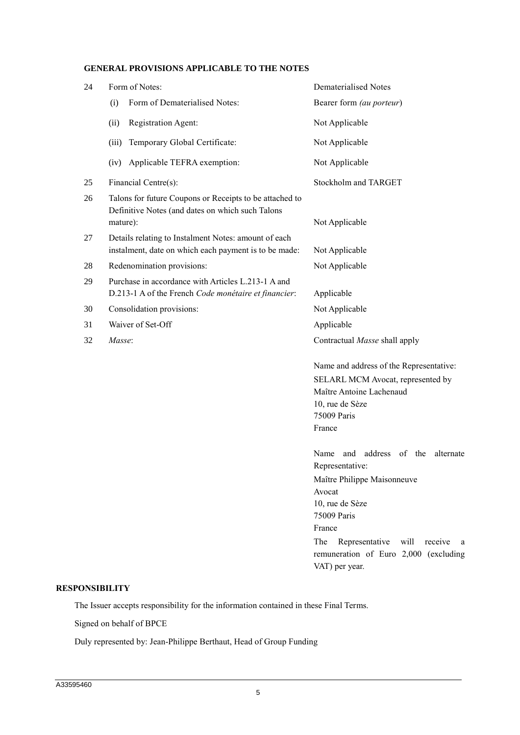## GENERAL PROVISIONS APPLICABLE TO THE NOTES

| | | |
|---|---|---|
| 24 | Form of Notes: | Dematerialised Notes |
| | (i) Form of Dematerialised Notes: | Bearer form *(au porteur)* |
| | (ii) Registration Agent: | Not Applicable |
| | (iii) Temporary Global Certificate: | Not Applicable |
| | (iv) Applicable TEFRA exemption: | Not Applicable |
| 25 | Financial Centre(s): | Stockholm and TARGET |
| 26 | Talons for future Coupons or Receipts to be attached to Definitive Notes (and dates on which such Talons mature): | Not Applicable |
| 27 | Details relating to Instalment Notes: amount of each instalment, date on which each payment is to be made: | Not Applicable |
| 28 | Redenomination provisions: | Not Applicable |
| 29 | Purchase in accordance with Articles L.213-1 A and D.213-1 A of the French *Code monétaire et financier*: | Applicable |
| 30 | Consolidation provisions: | Not Applicable |
| 31 | Waiver of Set-Off | Applicable |
| 32 | *Masse*: | Contractual *Masse* shall apply<br><br>Name and address of the Representative:<br>SELARL MCM Avocat, represented by Maître Antoine Lachenaud<br>10, rue de Sèze<br>75009 Paris<br>France<br><br>Name and address of the alternate Representative:<br>Maître Philippe Maisonneuve<br>Avocat<br>10, rue de Sèze<br>75009 Paris<br>France<br><br>The Representative will receive a remuneration of Euro 2,000 (excluding VAT) per year. |

## RESPONSIBILITY

The Issuer accepts responsibility for the information contained in these Final Terms.

Signed on behalf of BPCE

Duly represented by: Jean-Philippe Berthaut, Head of Group Funding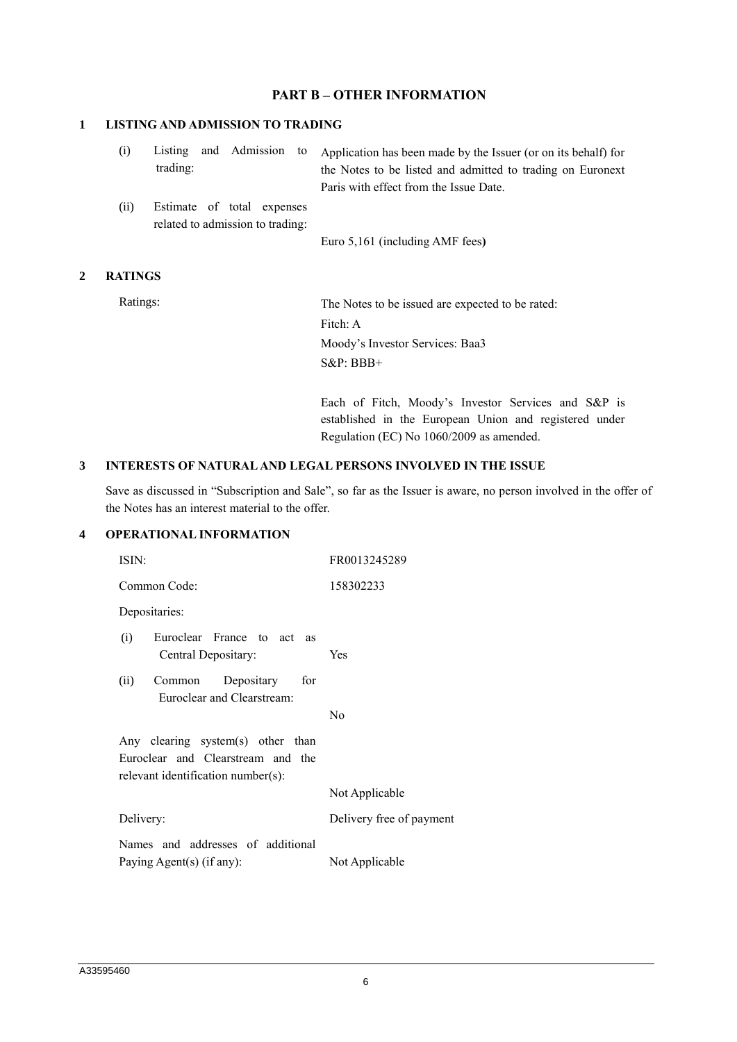# PART B – OTHER INFORMATION

## 1 LISTING AND ADMISSION TO TRADING

| | |
|---|---|
| (i) Listing and Admission to trading: | Application has been made by the Issuer (or on its behalf) for the Notes to be listed and admitted to trading on Euronext Paris with effect from the Issue Date. |
| (ii) Estimate of total expenses related to admission to trading: | Euro 5,161 (including AMF fees) |

## 2 RATINGS

| | |
|---|---|
| Ratings: | The Notes to be issued are expected to be rated:<br>Fitch: A<br>Moody's Investor Services: Baa3<br>S&P: BBB+<br><br>Each of Fitch, Moody's Investor Services and S&P is established in the European Union and registered under Regulation (EC) No 1060/2009 as amended. |

## 3 INTERESTS OF NATURAL AND LEGAL PERSONS INVOLVED IN THE ISSUE

Save as discussed in "Subscription and Sale", so far as the Issuer is aware, no person involved in the offer of the Notes has an interest material to the offer.

## 4 OPERATIONAL INFORMATION

| | |
|---|---|
| ISIN: | FR0013245289 |
| Common Code: | 158302233 |
| Depositaries: | |
| (i) Euroclear France to act as Central Depositary: | Yes |
| (ii) Common Depositary for Euroclear and Clearstream: | No |
| Any clearing system(s) other than Euroclear and Clearstream and the relevant identification number(s): | Not Applicable |
| Delivery: | Delivery free of payment |
| Names and addresses of additional Paying Agent(s) (if any): | Not Applicable |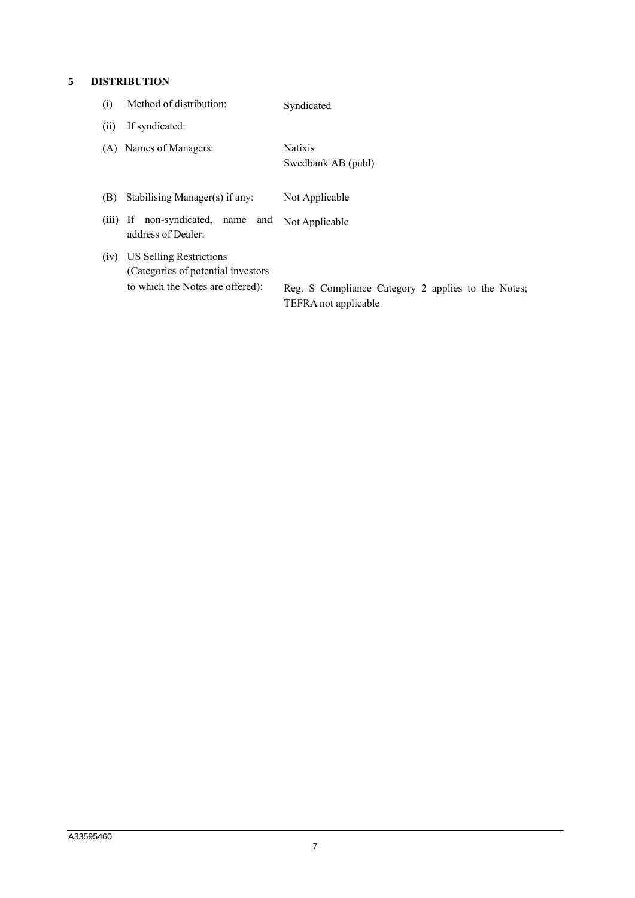## 5 DISTRIBUTION

| | | |
|---|---|---|
| (i) | Method of distribution: | Syndicated |
| (ii) | If syndicated: | |
| (A) | Names of Managers: | Natixis<br>Swedbank AB (publ) |
| (B) | Stabilising Manager(s) if any: | Not Applicable |
| (iii) | If non-syndicated, name and address of Dealer: | Not Applicable |
| (iv) | US Selling Restrictions (Categories of potential investors to which the Notes are offered): | Reg. S Compliance Category 2 applies to the Notes; TEFRA not applicable |

A33595460